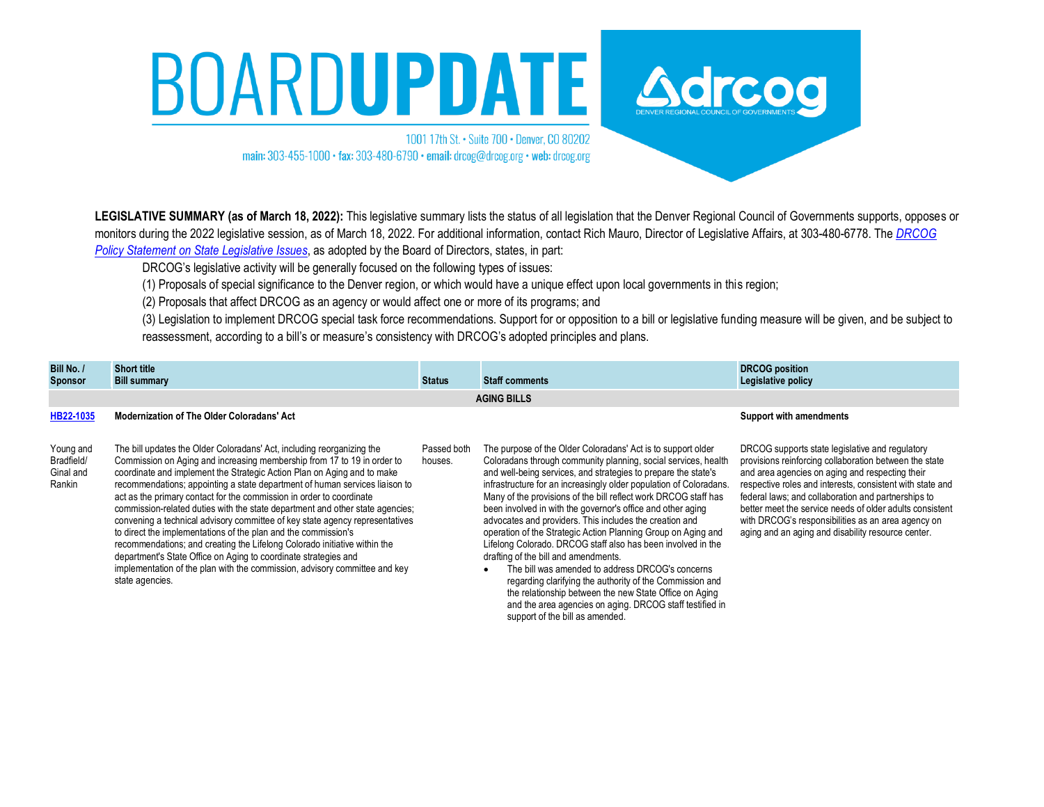# BOARD UPDATE

1001 17th St. • Suite 700 • Denver, CO 80202
main: 303-455-1000 • fax: 303-480-6790 • email: drcog@drcog.org • web: drcog.org

drcog — DENVER REGIONAL COUNCIL OF GOVERNMENTS

**LEGISLATIVE SUMMARY (as of March 18, 2022):** This legislative summary lists the status of all legislation that the Denver Regional Council of Governments supports, opposes or monitors during the 2022 legislative session, as of March 18, 2022. For additional information, contact Rich Mauro, Director of Legislative Affairs, at 303-480-6778. The *DRCOG Policy Statement on State Legislative Issues*, as adopted by the Board of Directors, states, in part:

> DRCOG's legislative activity will be generally focused on the following types of issues:
>
> (1) Proposals of special significance to the Denver region, or which would have a unique effect upon local governments in this region;
>
> (2) Proposals that affect DRCOG as an agency or would affect one or more of its programs; and
>
> (3) Legislation to implement DRCOG special task force recommendations. Support for or opposition to a bill or legislative funding measure will be given, and be subject to reassessment, according to a bill's or measure's consistency with DRCOG's adopted principles and plans.

| Bill No. / Sponsor | Short title / Bill summary | Status | Staff comments | DRCOG position / Legislative policy |
|---|---|---|---|---|
| **AGING BILLS** | | | | |
| **HB22-1035** | **Modernization of The Older Coloradans' Act** | | | **Support with amendments** |
| Young and Bradfield/ Ginal and Rankin | The bill updates the Older Coloradans' Act, including reorganizing the Commission on Aging and increasing membership from 17 to 19 in order to coordinate and implement the Strategic Action Plan on Aging and to make recommendations; appointing a state department of human services liaison to act as the primary contact for the commission in order to coordinate commission-related duties with the state department and other state agencies; convening a technical advisory committee of key state agency representatives to direct the implementations of the plan and the commission's recommendations; and creating the Lifelong Colorado initiative within the department's State Office on Aging to coordinate strategies and implementation of the plan with the commission, advisory committee and key state agencies. | Passed both houses. | The purpose of the Older Coloradans' Act is to support older Coloradans through community planning, social services, health and well-being services, and strategies to prepare the state's infrastructure for an increasingly older population of Coloradans. Many of the provisions of the bill reflect work DRCOG staff has been involved in with the governor's office and other aging advocates and providers. This includes the creation and operation of the Strategic Action Planning Group on Aging and Lifelong Colorado. DRCOG staff also has been involved in the drafting of the bill and amendments.<br>• The bill was amended to address DRCOG's concerns regarding clarifying the authority of the Commission and the relationship between the new State Office on Aging and the area agencies on aging. DRCOG staff testified in support of the bill as amended. | DRCOG supports state legislative and regulatory provisions reinforcing collaboration between the state and area agencies on aging and respecting their respective roles and interests, consistent with state and federal laws; and collaboration and partnerships to better meet the service needs of older adults consistent with DRCOG's responsibilities as an area agency on aging and an aging and disability resource center. |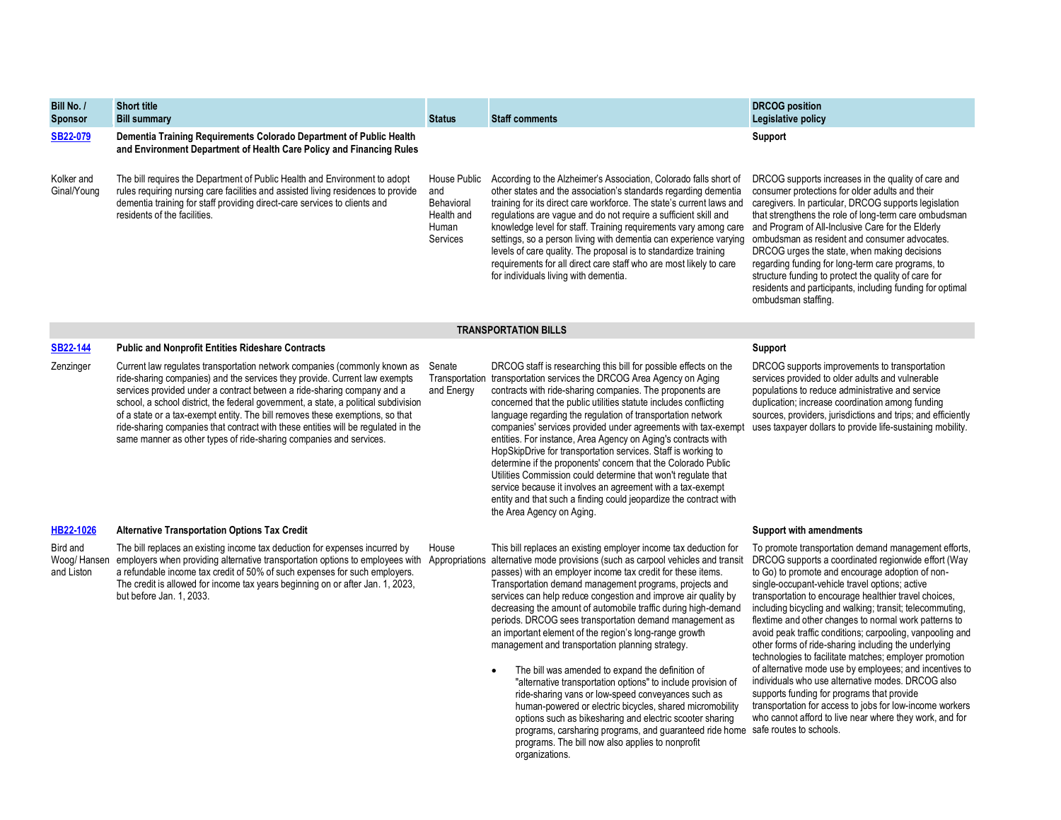| Bill No. / Sponsor | Short title Bill summary | Status | Staff comments | DRCOG position Legislative policy |
|---|---|---|---|---|
| [SB22-079](#) | **Dementia Training Requirements Colorado Department of Public Health and Environment Department of Health Care Policy and Financing Rules** | | | **Support** |
| Kolker and Ginal/Young | The bill requires the Department of Public Health and Environment to adopt rules requiring nursing care facilities and assisted living residences to provide dementia training for staff providing direct-care services to clients and residents of the facilities. | House Public and Behavioral Health and Human Services | According to the Alzheimer's Association, Colorado falls short of other states and the association's standards regarding dementia training for its direct care workforce. The state's current laws and regulations are vague and do not require a sufficient skill and knowledge level for staff. Training requirements vary among care settings, so a person living with dementia can experience varying levels of care quality. The proposal is to standardize training requirements for all direct care staff who are most likely to care for individuals living with dementia. | DRCOG supports increases in the quality of care and consumer protections for older adults and their caregivers. In particular, DRCOG supports legislation that strengthens the role of long-term care ombudsman and Program of All-Inclusive Care for the Elderly ombudsman as resident and consumer advocates. DRCOG urges the state, when making decisions regarding funding for long-term care programs, to structure funding to protect the quality of care for residents and participants, including funding for optimal ombudsman staffing. |
| | | **TRANSPORTATION BILLS** | | |
| [SB22-144](#) | **Public and Nonprofit Entities Rideshare Contracts** | | | **Support** |
| Zenzinger | Current law regulates transportation network companies (commonly known as ride-sharing companies) and the services they provide. Current law exempts services provided under a contract between a ride-sharing company and a school, a school district, the federal government, a state, a political subdivision of a state or a tax-exempt entity. The bill removes these exemptions, so that ride-sharing companies that contract with these entities will be regulated in the same manner as other types of ride-sharing companies and services. | Senate Transportation and Energy | DRCOG staff is researching this bill for possible effects on the transportation services the DRCOG Area Agency on Aging contracts with ride-sharing companies. The proponents are concerned that the public utilities statute includes conflicting language regarding the regulation of transportation network companies' services provided under agreements with tax-exempt entities. For instance, Area Agency on Aging's contracts with HopSkipDrive for transportation services. Staff is working to determine if the proponents' concern that the Colorado Public Utilities Commission could determine that won't regulate that service because it involves an agreement with a tax-exempt entity and that such a finding could jeopardize the contract with the Area Agency on Aging. | DRCOG supports improvements to transportation services provided to older adults and vulnerable populations to reduce administrative and service duplication; increase coordination among funding sources, providers, jurisdictions and trips; and efficiently uses taxpayer dollars to provide life-sustaining mobility. |
| [HB22-1026](#) | **Alternative Transportation Options Tax Credit** | | | **Support with amendments** |
| Bird and Woog/ Hansen and Liston | The bill replaces an existing income tax deduction for expenses incurred by employers when providing alternative transportation options to employees with a refundable income tax credit of 50% of such expenses for such employers. The credit is allowed for income tax years beginning on or after Jan. 1, 2023, but before Jan. 1, 2033. | House Appropriations | This bill replaces an existing employer income tax deduction for alternative mode provisions (such as carpool vehicles and transit passes) with an employer income tax credit for these items. Transportation demand management programs, projects and services can help reduce congestion and improve air quality by decreasing the amount of automobile traffic during high-demand periods. DRCOG sees transportation demand management as an important element of the region's long-range growth management and transportation planning strategy.<br><br>• The bill was amended to expand the definition of "alternative transportation options" to include provision of ride-sharing vans or low-speed conveyances such as human-powered or electric bicycles, shared micromobility options such as bikesharing and electric scooter sharing programs, carsharing programs, and guaranteed ride home programs. The bill now also applies to nonprofit organizations. | To promote transportation demand management efforts, DRCOG supports a coordinated regionwide effort (Way to Go) to promote and encourage adoption of non-single-occupant-vehicle travel options; active transportation to encourage healthier travel choices, including bicycling and walking; transit; telecommuting, flextime and other changes to normal work patterns to avoid peak traffic conditions; carpooling, vanpooling and other forms of ride-sharing including the underlying technologies to facilitate matches; employer promotion of alternative mode use by employees; and incentives to individuals who use alternative modes. DRCOG also supports funding for programs that provide transportation for access to jobs for low-income workers who cannot afford to live near where they work, and for safe routes to schools. |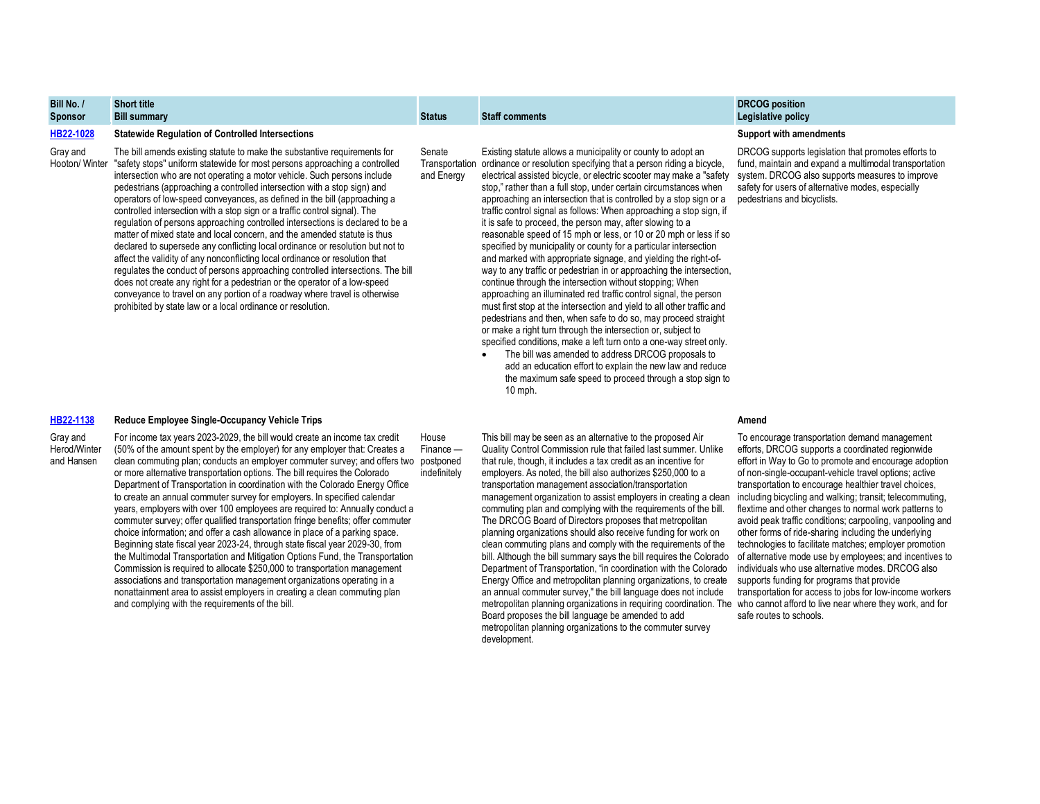| Bill No. / Sponsor | Short title<br>Bill summary | Status | Staff comments | DRCOG position<br>Legislative policy |
|---|---|---|---|---|
| HB22-1028 | **Statewide Regulation of Controlled Intersections** | | | **Support with amendments** |
| Gray and Hooton/ Winter | The bill amends existing statute to make the substantive requirements for "safety stops" uniform statewide for most persons approaching a controlled intersection who are not operating a motor vehicle. Such persons include pedestrians (approaching a controlled intersection with a stop sign) and operators of low-speed conveyances, as defined in the bill (approaching a controlled intersection with a stop sign or a traffic control signal). The regulation of persons approaching controlled intersections is declared to be a matter of mixed state and local concern, and the amended statute is thus declared to supersede any conflicting local ordinance or resolution but not to affect the validity of any nonconflicting local ordinance or resolution that regulates the conduct of persons approaching controlled intersections. The bill does not create any right for a pedestrian or the operator of a low-speed conveyance to travel on any portion of a roadway where travel is otherwise prohibited by state law or a local ordinance or resolution. | Senate Transportation and Energy | Existing statute allows a municipality or county to adopt an ordinance or resolution specifying that a person riding a bicycle, electrical assisted bicycle, or electric scooter may make a "safety stop," rather than a full stop, under certain circumstances when approaching an intersection that is controlled by a stop sign or a traffic control signal as follows: When approaching a stop sign, if it is safe to proceed, the person may, after slowing to a reasonable speed of 15 mph or less, or 10 or 20 mph or less if so specified by municipality or county for a particular intersection and marked with appropriate signage, and yielding the right-of-way to any traffic or pedestrian in or approaching the intersection, continue through the intersection without stopping; When approaching an illuminated red traffic control signal, the person must first stop at the intersection and yield to all other traffic and pedestrians and then, when safe to do so, may proceed straight or make a right turn through the intersection or, subject to specified conditions, make a left turn onto a one-way street only.<br>• The bill was amended to address DRCOG proposals to add an education effort to explain the new law and reduce the maximum safe speed to proceed through a stop sign to 10 mph. | DRCOG supports legislation that promotes efforts to fund, maintain and expand a multimodal transportation system. DRCOG also supports measures to improve safety for users of alternative modes, especially pedestrians and bicyclists. |
| HB22-1138 | **Reduce Employee Single-Occupancy Vehicle Trips** | | | **Amend** |
| Gray and Herod/Winter and Hansen | For income tax years 2023-2029, the bill would create an income tax credit (50% of the amount spent by the employer) for any employer that: Creates a clean commuting plan; conducts an employer commuter survey; and offers two or more alternative transportation options. The bill requires the Colorado Department of Transportation in coordination with the Colorado Energy Office to create an annual commuter survey for employers. In specified calendar years, employers with over 100 employees are required to: Annually conduct a commuter survey; offer qualified transportation fringe benefits; offer commuter choice information; and offer a cash allowance in place of a parking space. Beginning state fiscal year 2023-24, through state fiscal year 2029-30, from the Multimodal Transportation and Mitigation Options Fund, the Transportation Commission is required to allocate $250,000 to transportation management associations and transportation management organizations operating in a nonattainment area to assist employers in creating a clean commuting plan and complying with the requirements of the bill. | House Finance — postponed indefinitely | This bill may be seen as an alternative to the proposed Air Quality Control Commission rule that failed last summer. Unlike that rule, though, it includes a tax credit as an incentive for employers. As noted, the bill also authorizes $250,000 to a transportation management association/transportation management organization to assist employers in creating a clean commuting plan and complying with the requirements of the bill. The DRCOG Board of Directors proposes that metropolitan planning organizations should also receive funding for work on clean commuting plans and comply with the requirements of the bill. Although the bill summary says the bill requires the Colorado Department of Transportation, "in coordination with the Colorado Energy Office and metropolitan planning organizations, to create an annual commuter survey," the bill language does not include metropolitan planning organizations in requiring coordination. The Board proposes the bill language be amended to add metropolitan planning organizations to the commuter survey development. | To encourage transportation demand management efforts, DRCOG supports a coordinated regionwide effort in Way to Go to promote and encourage adoption of non-single-occupant-vehicle travel options; active transportation to encourage healthier travel choices, including bicycling and walking; transit; telecommuting, flextime and other changes to normal work patterns to avoid peak traffic conditions; carpooling, vanpooling and other forms of ride-sharing including the underlying technologies to facilitate matches; employer promotion of alternative mode use by employees; and incentives to individuals who use alternative modes. DRCOG also supports funding for programs that provide transportation for access to jobs for low-income workers who cannot afford to live near where they work, and for safe routes to schools. |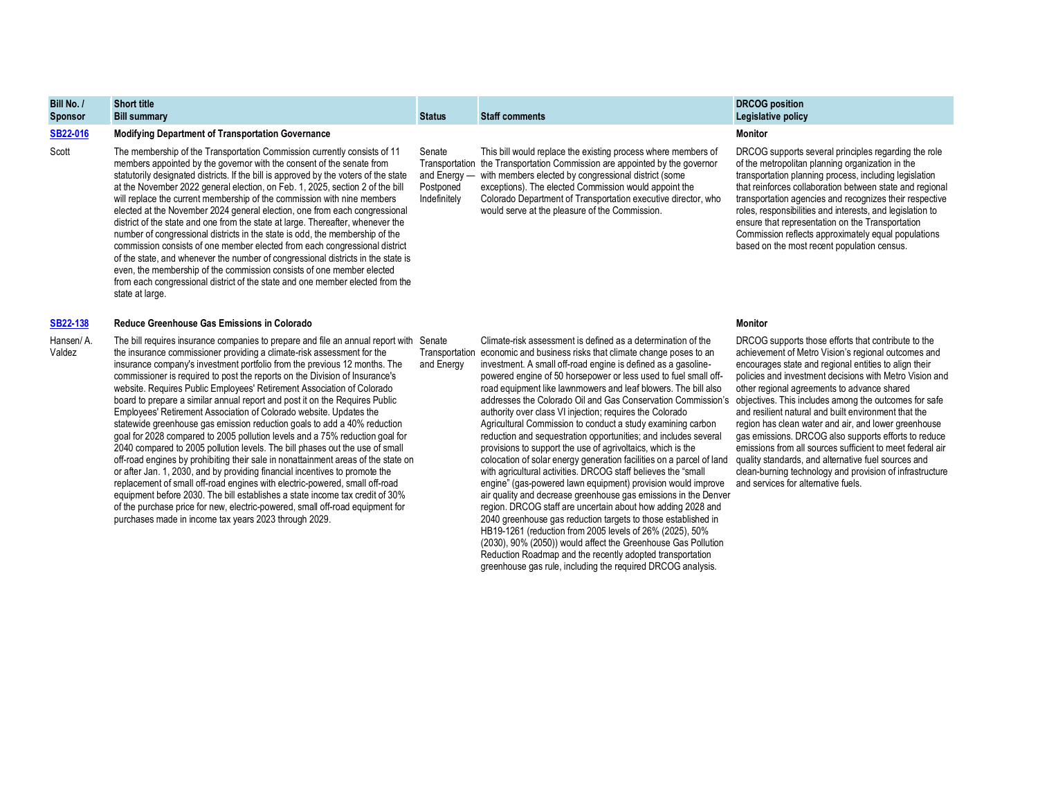| Bill No. / Sponsor | Short title Bill summary | Status | Staff comments | DRCOG position Legislative policy |
|---|---|---|---|---|
| SB22-016 | **Modifying Department of Transportation Governance** | | | **Monitor** |
| Scott | The membership of the Transportation Commission currently consists of 11 members appointed by the governor with the consent of the senate from statutorily designated districts. If the bill is approved by the voters of the state at the November 2022 general election, on Feb. 1, 2025, section 2 of the bill will replace the current membership of the commission with nine members elected at the November 2024 general election, one from each congressional district of the state and one from the state at large. Thereafter, whenever the number of congressional districts in the state is odd, the membership of the commission consists of one member elected from each congressional district of the state, and whenever the number of congressional districts in the state is even, the membership of the commission consists of one member elected from each congressional district of the state and one member elected from the state at large. | Senate Transportation and Energy — Postponed Indefinitely | This bill would replace the existing process where members of the Transportation Commission are appointed by the governor with members elected by congressional district (some exceptions). The elected Commission would appoint the Colorado Department of Transportation executive director, who would serve at the pleasure of the Commission. | DRCOG supports several principles regarding the role of the metropolitan planning organization in the transportation planning process, including legislation that reinforces collaboration between state and regional transportation agencies and recognizes their respective roles, responsibilities and interests, and legislation to ensure that representation on the Transportation Commission reflects approximately equal populations based on the most recent population census. |
| SB22-138 | **Reduce Greenhouse Gas Emissions in Colorado** | | | **Monitor** |
| Hansen/ A. Valdez | The bill requires insurance companies to prepare and file an annual report with the insurance commissioner providing a climate-risk assessment for the insurance company's investment portfolio from the previous 12 months. The commissioner is required to post the reports on the Division of Insurance's website. Requires Public Employees' Retirement Association of Colorado board to prepare a similar annual report and post it on the Requires Public Employees' Retirement Association of Colorado website. Updates the statewide greenhouse gas emission reduction goals to add a 40% reduction goal for 2028 compared to 2005 pollution levels and a 75% reduction goal for 2040 compared to 2005 pollution levels. The bill phases out the use of small off-road engines by prohibiting their sale in nonattainment areas of the state on or after Jan. 1, 2030, and by providing financial incentives to promote the replacement of small off-road engines with electric-powered, small off-road equipment before 2030. The bill establishes a state income tax credit of 30% of the purchase price for new, electric-powered, small off-road equipment for purchases made in income tax years 2023 through 2029. | Senate Transportation and Energy | Climate-risk assessment is defined as a determination of the economic and business risks that climate change poses to an investment. A small off-road engine is defined as a gasoline-powered engine of 50 horsepower or less used to fuel small off-road equipment like lawnmowers and leaf blowers. The bill also addresses the Colorado Oil and Gas Conservation Commission's authority over class VI injection; requires the Colorado Agricultural Commission to conduct a study examining carbon reduction and sequestration opportunities; and includes several provisions to support the use of agrivoltaics, which is the colocation of solar energy generation facilities on a parcel of land with agricultural activities. DRCOG staff believes the "small engine" (gas-powered lawn equipment) provision would improve air quality and decrease greenhouse gas emissions in the Denver region. DRCOG staff are uncertain about how adding 2028 and 2040 greenhouse gas reduction targets to those established in HB19-1261 (reduction from 2005 levels of 26% (2025), 50% (2030), 90% (2050)) would affect the Greenhouse Gas Pollution Reduction Roadmap and the recently adopted transportation greenhouse gas rule, including the required DRCOG analysis. | DRCOG supports those efforts that contribute to the achievement of Metro Vision's regional outcomes and encourages state and regional entities to align their policies and investment decisions with Metro Vision and other regional agreements to advance shared objectives. This includes among the outcomes for safe and resilient natural and built environment that the region has clean water and air, and lower greenhouse gas emissions. DRCOG also supports efforts to reduce emissions from all sources sufficient to meet federal air quality standards, and alternative fuel sources and clean-burning technology and provision of infrastructure and services for alternative fuels. |